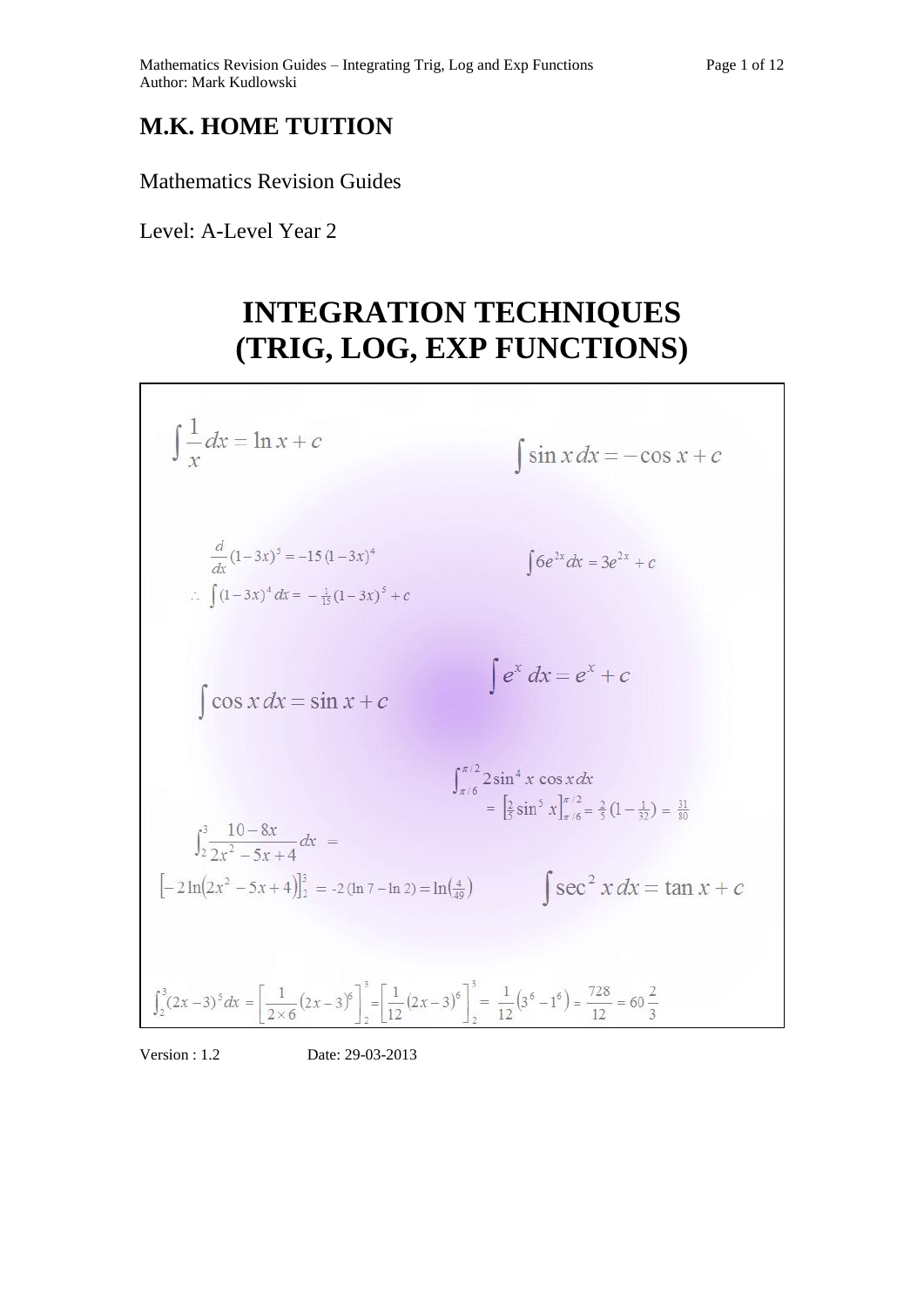# M.K. HOME TUITION

Mathematics Revision Guides

Level: A-Level Year 2

# INTEGRATION TECHNIQUES (TRIG, LOG, EXP FUNCTIONS)

$$\int \frac{1}{x}\,dx = \ln x + c$$

$$\int \sin x\,dx = -\cos x + c$$

$$\frac{d}{dx}(1-3x)^5 = -15\,(1-3x)^4$$

$$\therefore \int (1-3x)^4\,dx = -\tfrac{1}{15}(1-3x)^5 + c$$

$$\int 6e^{2x}\,dx = 3e^{2x} + c$$

$$\int e^x\,dx = e^x + c$$

$$\int \cos x\,dx = \sin x + c$$

$$\int_{\pi/6}^{\pi/2} 2\sin^4 x\,\cos x\,dx = \left[\tfrac{2}{5}\sin^5 x\right]_{\pi/6}^{\pi/2} = \tfrac{2}{5}\left(1-\tfrac{1}{32}\right) = \tfrac{31}{80}$$

$$\int_2^3 \frac{10-8x}{2x^2-5x+4}\,dx = \left[-2\ln\left(2x^2-5x+4\right)\right]_2^3 = -2\,(\ln 7 - \ln 2) = \ln\left(\tfrac{4}{49}\right)$$

$$\int \sec^2 x\,dx = \tan x + c$$

$$\int_2^3 (2x-3)^5\,dx = \left[\frac{1}{2\times 6}(2x-3)^6\right]_2^3 = \left[\frac{1}{12}(2x-3)^6\right]_2^3 = \frac{1}{12}\left(3^6-1^6\right) = \frac{728}{12} = 60\,\frac{2}{3}$$

Version : 1.2 Date: 29-03-2013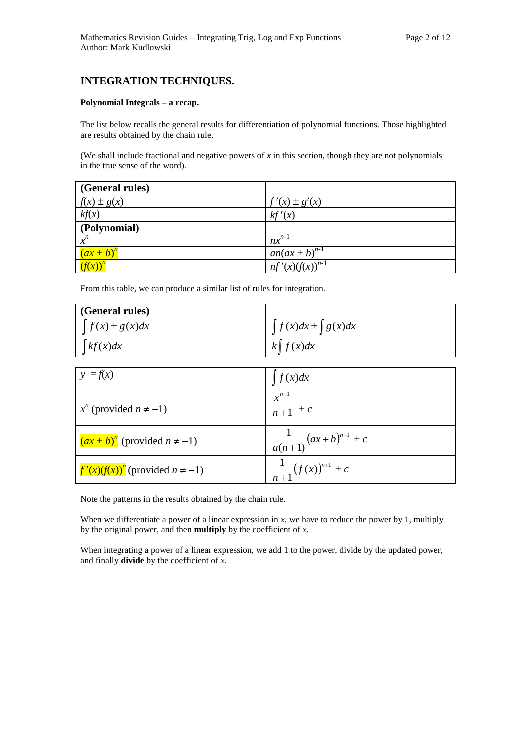## INTEGRATION TECHNIQUES.

**Polynomial Integrals – a recap.**

The list below recalls the general results for differentiation of polynomial functions. Those highlighted are results obtained by the chain rule.

(We shall include fractional and negative powers of $x$ in this section, though they are not polynomials in the true sense of the word).

| **(General rules)** | |
|---|---|
| $f(x) \pm g(x)$ | $f'(x) \pm g'(x)$ |
| $kf(x)$ | $kf'(x)$ |
| **(Polynomial)** | |
| $x^n$ | $nx^{n-1}$ |
| $(ax + b)^n$ | $an(ax + b)^{n-1}$ |
| $(f(x))^n$ | $nf'(x)(f(x))^{n-1}$ |

From this table, we can produce a similar list of rules for integration.

| **(General rules)** | |
|---|---|
| $\int f(x) \pm g(x)dx$ | $\int f(x)dx \pm \int g(x)dx$ |
| $\int kf(x)dx$ | $k\int f(x)dx$ |

| $y = f(x)$ | $\int f(x)dx$ |
|---|---|
| $x^n$ (provided $n \neq -1$) | $\dfrac{x^{n+1}}{n+1} + c$ |
| $(ax + b)^n$ (provided $n \neq -1$) | $\dfrac{1}{a(n+1)}(ax+b)^{n+1} + c$ |
| $f'(x)(f(x))^n$ (provided $n \neq -1$) | $\dfrac{1}{n+1}(f(x))^{n+1} + c$ |

Note the patterns in the results obtained by the chain rule.

When we differentiate a power of a linear expression in $x$, we have to reduce the power by 1, multiply by the original power, and then **multiply** by the coefficient of $x$.

When integrating a power of a linear expression, we add 1 to the power, divide by the updated power, and finally **divide** by the coefficient of $x$.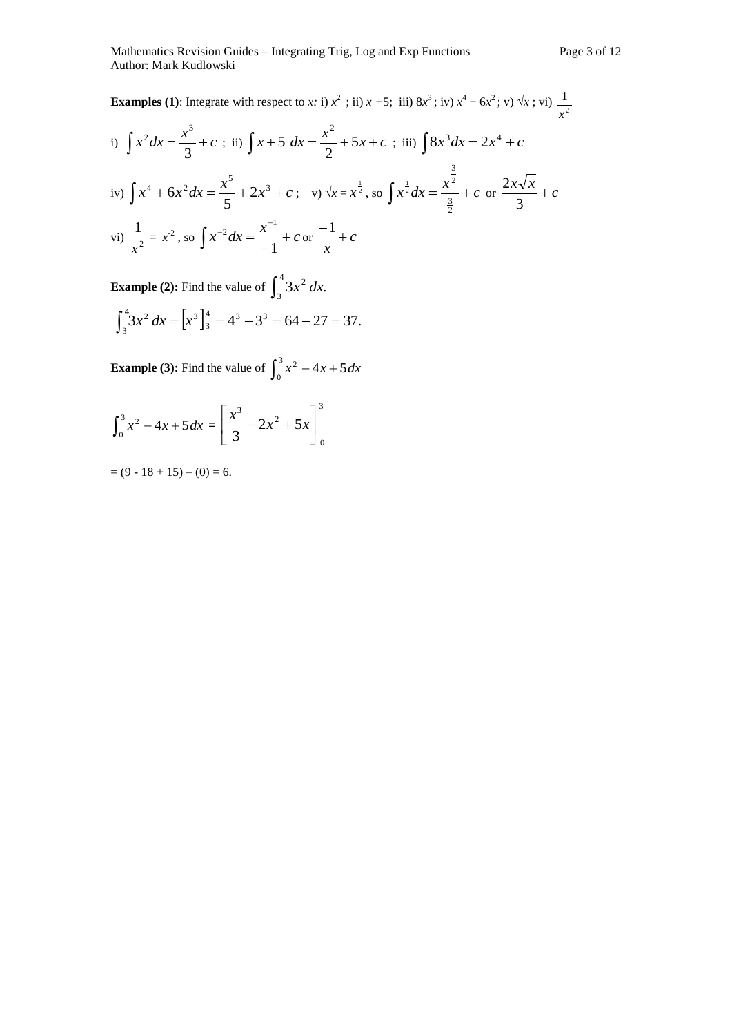**Examples (1)**: Integrate with respect to *x:* i) $x^2$ ; ii) $x + 5$; iii) $8x^3$; iv) $x^4 + 6x^2$; v) $\sqrt{x}$ ; vi) $\frac{1}{x^2}$

i) $\int x^2 dx = \frac{x^3}{3} + c$ ; ii) $\int x + 5 \; dx = \frac{x^2}{2} + 5x + c$ ; iii) $\int 8x^3 dx = 2x^4 + c$

iv) $\int x^4 + 6x^2 dx = \frac{x^5}{5} + 2x^3 + c$ ; v) $\sqrt{x} = x^{\frac{1}{2}}$, so $\int x^{\frac{1}{2}} dx = \frac{x^{\frac{3}{2}}}{\frac{3}{2}} + c$ or $\frac{2x\sqrt{x}}{3} + c$

vi) $\frac{1}{x^2} = x^{-2}$, so $\int x^{-2} dx = \frac{x^{-1}}{-1} + c$ or $\frac{-1}{x} + c$

**Example (2):** Find the value of $\int_3^4 3x^2 \, dx.$

$$\int_3^4 3x^2 \, dx = \left[x^3\right]_3^4 = 4^3 - 3^3 = 64 - 27 = 37.$$

**Example (3):** Find the value of $\int_0^3 x^2 - 4x + 5 dx$

$$\int_0^3 x^2 - 4x + 5 dx = \left[\frac{x^3}{3} - 2x^2 + 5x\right]_0^3$$

$= (9 - 18 + 15) – (0) = 6.$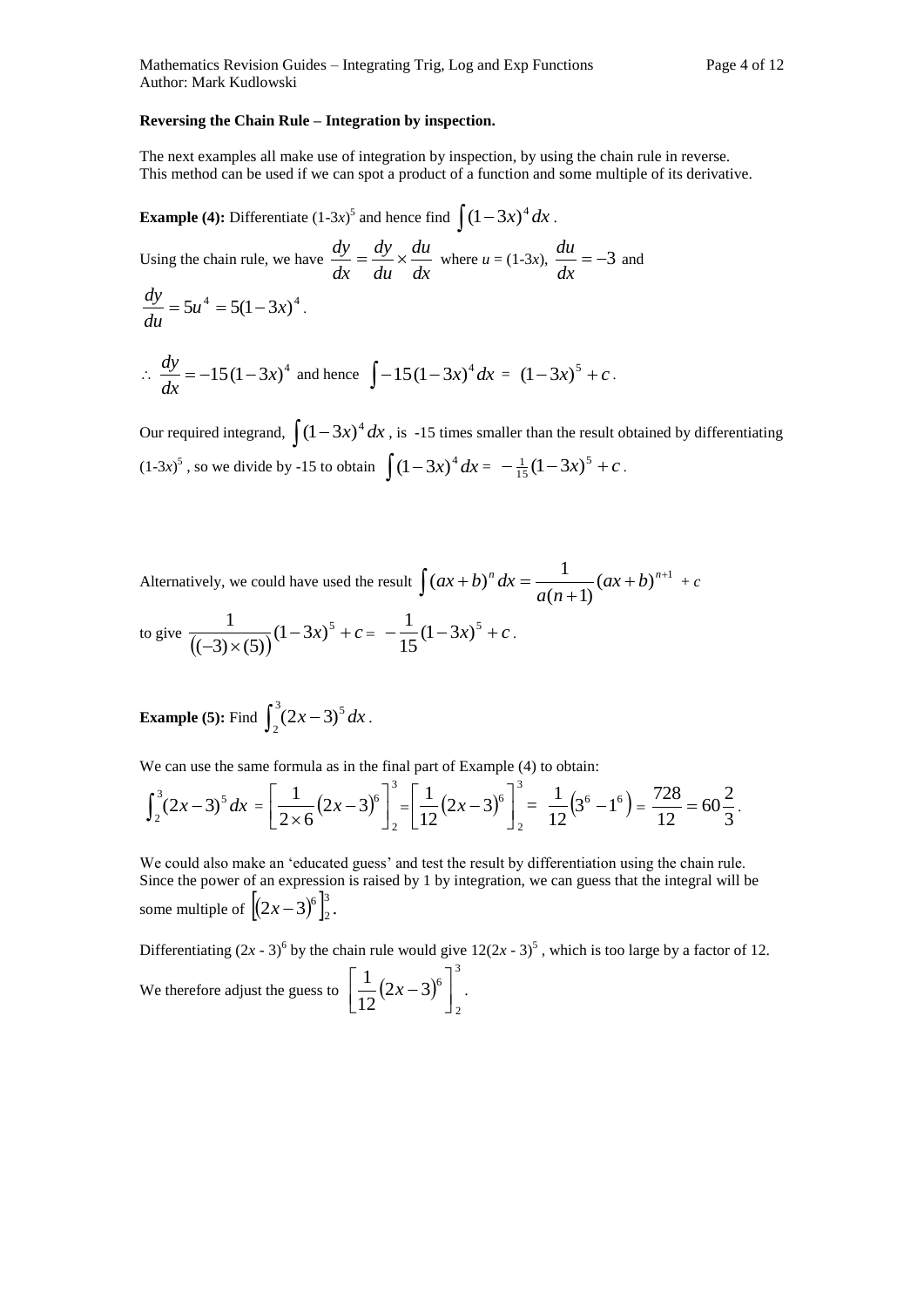**Reversing the Chain Rule – Integration by inspection.**

The next examples all make use of integration by inspection, by using the chain rule in reverse. This method can be used if we can spot a product of a function and some multiple of its derivative.

**Example (4):** Differentiate $(1\text{-}3x)^5$ and hence find $\int (1-3x)^4\,dx$.

Using the chain rule, we have $\dfrac{dy}{dx} = \dfrac{dy}{du} \times \dfrac{du}{dx}$ where $u = (1\text{-}3x)$, $\dfrac{du}{dx} = -3$ and

$\dfrac{dy}{du} = 5u^4 = 5(1-3x)^4$.

$\therefore\ \dfrac{dy}{dx} = -15(1-3x)^4$ and hence $\int -15(1-3x)^4\,dx = (1-3x)^5 + c$.

Our required integrand, $\int (1-3x)^4\,dx$, is -15 times smaller than the result obtained by differentiating $(1\text{-}3x)^5$, so we divide by -15 to obtain $\int (1-3x)^4\,dx = -\frac{1}{15}(1-3x)^5 + c$.

Alternatively, we could have used the result $\int (ax+b)^n\,dx = \dfrac{1}{a(n+1)}(ax+b)^{n+1} + c$

to give $\dfrac{1}{((-3)\times(5))}(1-3x)^5 + c = -\dfrac{1}{15}(1-3x)^5 + c$.

**Example (5):** Find $\int_2^3 (2x-3)^5\,dx$.

We can use the same formula as in the final part of Example (4) to obtain:

$$\int_2^3 (2x-3)^5\,dx = \left[\frac{1}{2\times 6}(2x-3)^6\right]_2^3 = \left[\frac{1}{12}(2x-3)^6\right]_2^3 = \frac{1}{12}\left(3^6 - 1^6\right) = \frac{728}{12} = 60\frac{2}{3}.$$

We could also make an 'educated guess' and test the result by differentiation using the chain rule. Since the power of an expression is raised by 1 by integration, we can guess that the integral will be some multiple of $\left[(2x-3)^6\right]_2^3$.

Differentiating $(2x - 3)^6$ by the chain rule would give $12(2x - 3)^5$, which is too large by a factor of 12.

We therefore adjust the guess to $\left[\dfrac{1}{12}(2x-3)^6\right]_2^3$.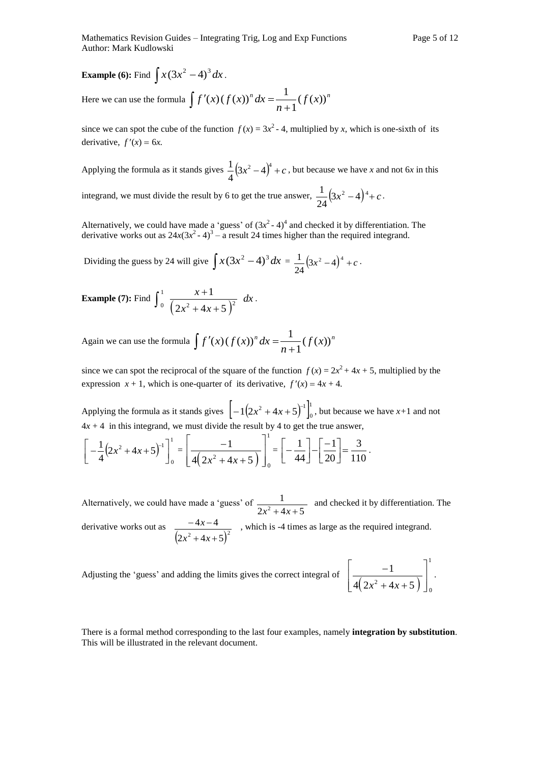**Example (6):** Find $\int x(3x^2-4)^3\,dx$.

Here we can use the formula $\int f'(x)(f(x))^n\,dx = \frac{1}{n+1}(f(x))^n$

since we can spot the cube of the function $f(x) = 3x^2 - 4$, multiplied by $x$, which is one-sixth of its derivative, $f'(x) = 6x$.

Applying the formula as it stands gives $\frac{1}{4}(3x^2-4)^4 + c$, but because we have $x$ and not $6x$ in this integrand, we must divide the result by 6 to get the true answer, $\frac{1}{24}(3x^2-4)^4 + c$.

Alternatively, we could have made a 'guess' of $(3x^2 - 4)^4$ and checked it by differentiation. The derivative works out as $24x(3x^2 - 4)^3$ – a result 24 times higher than the required integrand.

Dividing the guess by 24 will give $\int x(3x^2-4)^3\,dx = \frac{1}{24}(3x^2-4)^4 + c$.

**Example (7):** Find $\int_0^1 \frac{x+1}{\left(2x^2+4x+5\right)^2}\,dx$.

Again we can use the formula $\int f'(x)(f(x))^n\,dx = \frac{1}{n+1}(f(x))^n$

since we can spot the reciprocal of the square of the function $f(x) = 2x^2 + 4x + 5$, multiplied by the expression $x + 1$, which is one-quarter of its derivative, $f'(x) = 4x + 4$.

Applying the formula as it stands gives $\left[-1\left(2x^2+4x+5\right)^{-1}\right]_0^1$, but because we have $x+1$ and not $4x + 4$ in this integrand, we must divide the result by 4 to get the true answer,

$$\left[-\frac{1}{4}\left(2x^2+4x+5\right)^{-1}\right]_0^1 = \left[\frac{-1}{4\left(2x^2+4x+5\right)}\right]_0^1 = \left[-\frac{1}{44}\right] - \left[\frac{-1}{20}\right] = \frac{3}{110}.$$

Alternatively, we could have made a 'guess' of $\frac{1}{2x^2+4x+5}$ and checked it by differentiation. The derivative works out as $\frac{-4x-4}{\left(2x^2+4x+5\right)^2}$, which is -4 times as large as the required integrand.

Adjusting the 'guess' and adding the limits gives the correct integral of $\left[\frac{-1}{4\left(2x^2+4x+5\right)}\right]_0^1$.

There is a formal method corresponding to the last four examples, namely **integration by substitution**. This will be illustrated in the relevant document.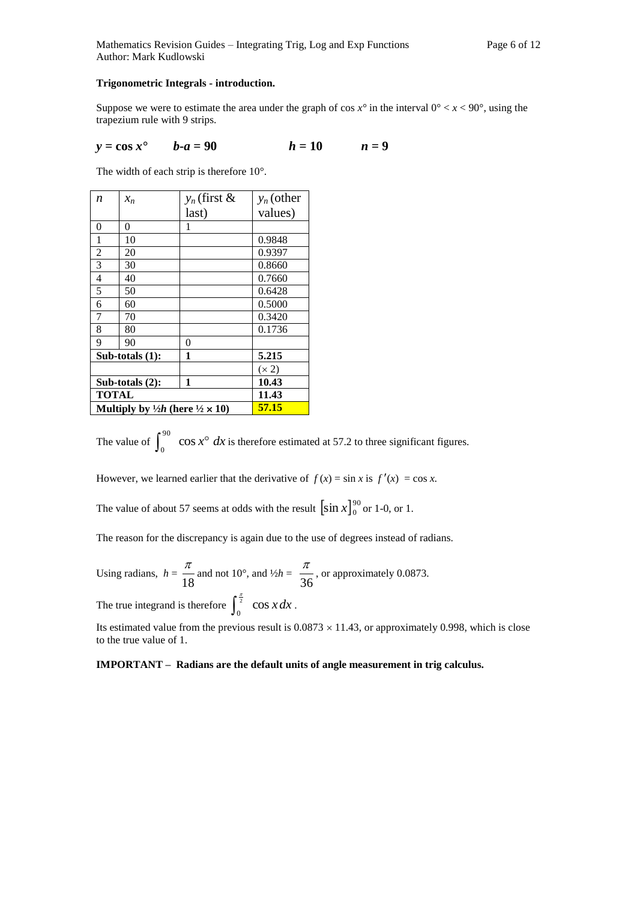**Trigonometric Integrals - introduction.**

Suppose we were to estimate the area under the graph of $\cos x°$ in the interval $0° < x < 90°$, using the trapezium rule with 9 strips.

$y = \cos x°$ $\quad$ $b\text{-}a = 90$ $\quad$ $h = 10$ $\quad$ $n = 9$

The width of each strip is therefore 10°.

| $n$ | $x_n$ | $y_n$ (first & last) | $y_n$ (other values) |
|---|---|---|---|
| 0 | 0 | 1 | |
| 1 | 10 | | 0.9848 |
| 2 | 20 | | 0.9397 |
| 3 | 30 | | 0.8660 |
| 4 | 40 | | 0.7660 |
| 5 | 50 | | 0.6428 |
| 6 | 60 | | 0.5000 |
| 7 | 70 | | 0.3420 |
| 8 | 80 | | 0.1736 |
| 9 | 90 | 0 | |
| **Sub-totals (1):** | | **1** | **5.215** |
| | | | $(\times 2)$ |
| **Sub-totals (2):** | | **1** | **10.43** |
| **TOTAL** | | | **11.43** |
| **Multiply by ½*h* (here ½ × 10)** | | | **57.15** |

The value of $\int_0^{90} \cos x° \, dx$ is therefore estimated at 57.2 to three significant figures.

However, we learned earlier that the derivative of $f(x) = \sin x$ is $f'(x) = \cos x$.

The value of about 57 seems at odds with the result $[\sin x]_0^{90}$ or 1-0, or 1.

The reason for the discrepancy is again due to the use of degrees instead of radians.

Using radians, $h = \frac{\pi}{18}$ and not 10°, and $½h = \frac{\pi}{36}$, or approximately 0.0873.

The true integrand is therefore $\int_0^{\frac{\pi}{2}} \cos x \, dx$.

Its estimated value from the previous result is $0.0873 \times 11.43$, or approximately 0.998, which is close to the true value of 1.

**IMPORTANT – Radians are the default units of angle measurement in trig calculus.**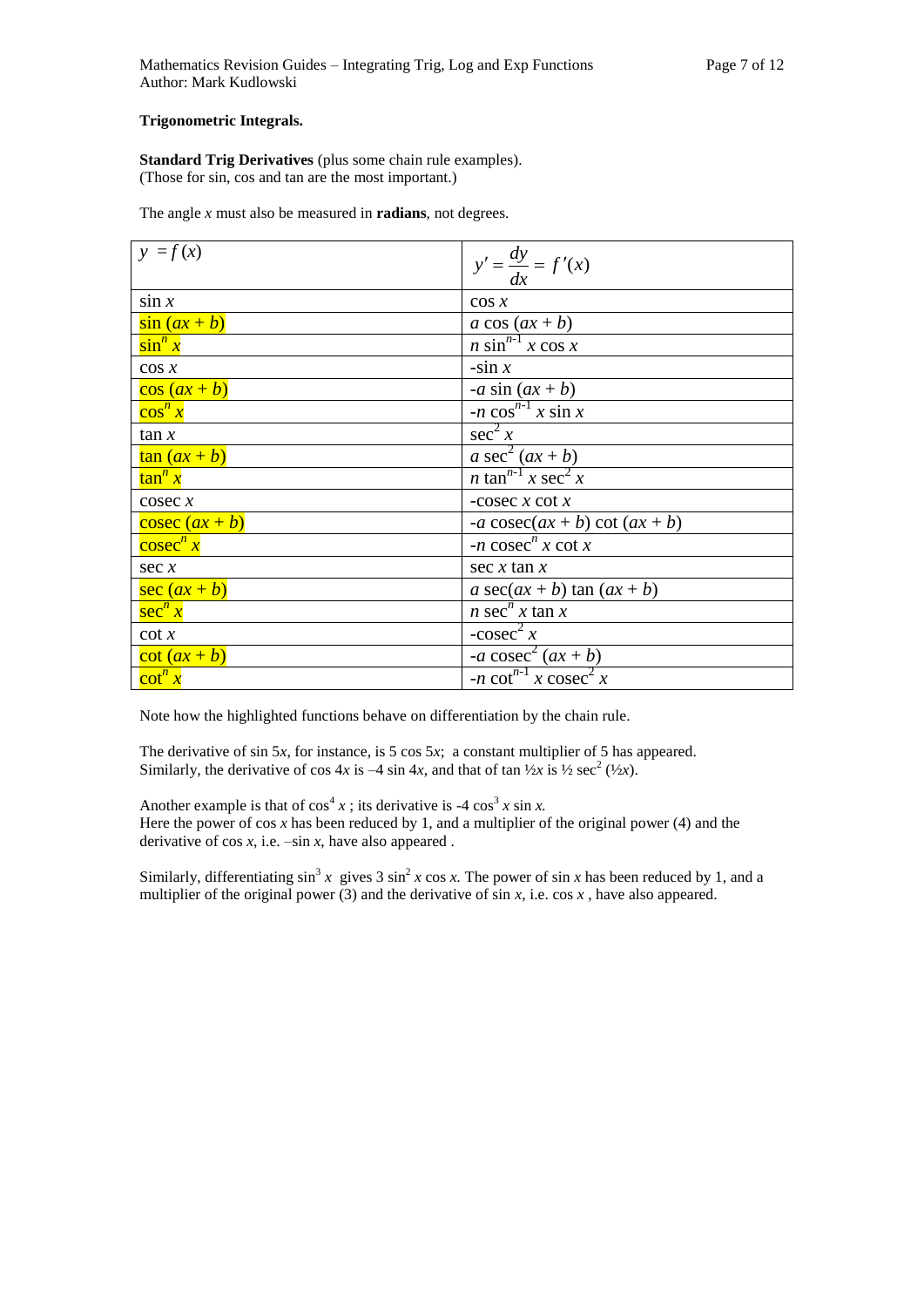**Trigonometric Integrals.**

**Standard Trig Derivatives** (plus some chain rule examples).
(Those for sin, cos and tan are the most important.)

The angle $x$ must also be measured in **radians**, not degrees.

| $y = f(x)$ | $y' = \dfrac{dy}{dx} = f'(x)$ |
|---|---|
| $\sin x$ | $\cos x$ |
| $\sin(ax+b)$ | $a\cos(ax+b)$ |
| $\sin^n x$ | $n\sin^{n-1}x\cos x$ |
| $\cos x$ | $-\sin x$ |
| $\cos(ax+b)$ | $-a\sin(ax+b)$ |
| $\cos^n x$ | $-n\cos^{n-1}x\sin x$ |
| $\tan x$ | $\sec^2 x$ |
| $\tan(ax+b)$ | $a\sec^2(ax+b)$ |
| $\tan^n x$ | $n\tan^{n-1}x\sec^2 x$ |
| $\operatorname{cosec} x$ | $-\operatorname{cosec} x\cot x$ |
| $\operatorname{cosec}(ax+b)$ | $-a\operatorname{cosec}(ax+b)\cot(ax+b)$ |
| $\operatorname{cosec}^n x$ | $-n\operatorname{cosec}^n x\cot x$ |
| $\sec x$ | $\sec x\tan x$ |
| $\sec(ax+b)$ | $a\sec(ax+b)\tan(ax+b)$ |
| $\sec^n x$ | $n\sec^n x\tan x$ |
| $\cot x$ | $-\operatorname{cosec}^2 x$ |
| $\cot(ax+b)$ | $-a\operatorname{cosec}^2(ax+b)$ |
| $\cot^n x$ | $-n\cot^{n-1}x\operatorname{cosec}^2 x$ |

Note how the highlighted functions behave on differentiation by the chain rule.

The derivative of $\sin 5x$, for instance, is $5\cos 5x$; a constant multiplier of 5 has appeared.
Similarly, the derivative of $\cos 4x$ is $-4\sin 4x$, and that of $\tan \frac{1}{2}x$ is $\frac{1}{2}\sec^2(\frac{1}{2}x)$.

Another example is that of $\cos^4 x$ ; its derivative is $-4\cos^3 x\sin x$.
Here the power of $\cos x$ has been reduced by 1, and a multiplier of the original power (4) and the derivative of $\cos x$, i.e. $-\sin x$, have also appeared .

Similarly, differentiating $\sin^3 x$ gives $3\sin^2 x\cos x$. The power of $\sin x$ has been reduced by 1, and a multiplier of the original power (3) and the derivative of $\sin x$, i.e. $\cos x$ , have also appeared.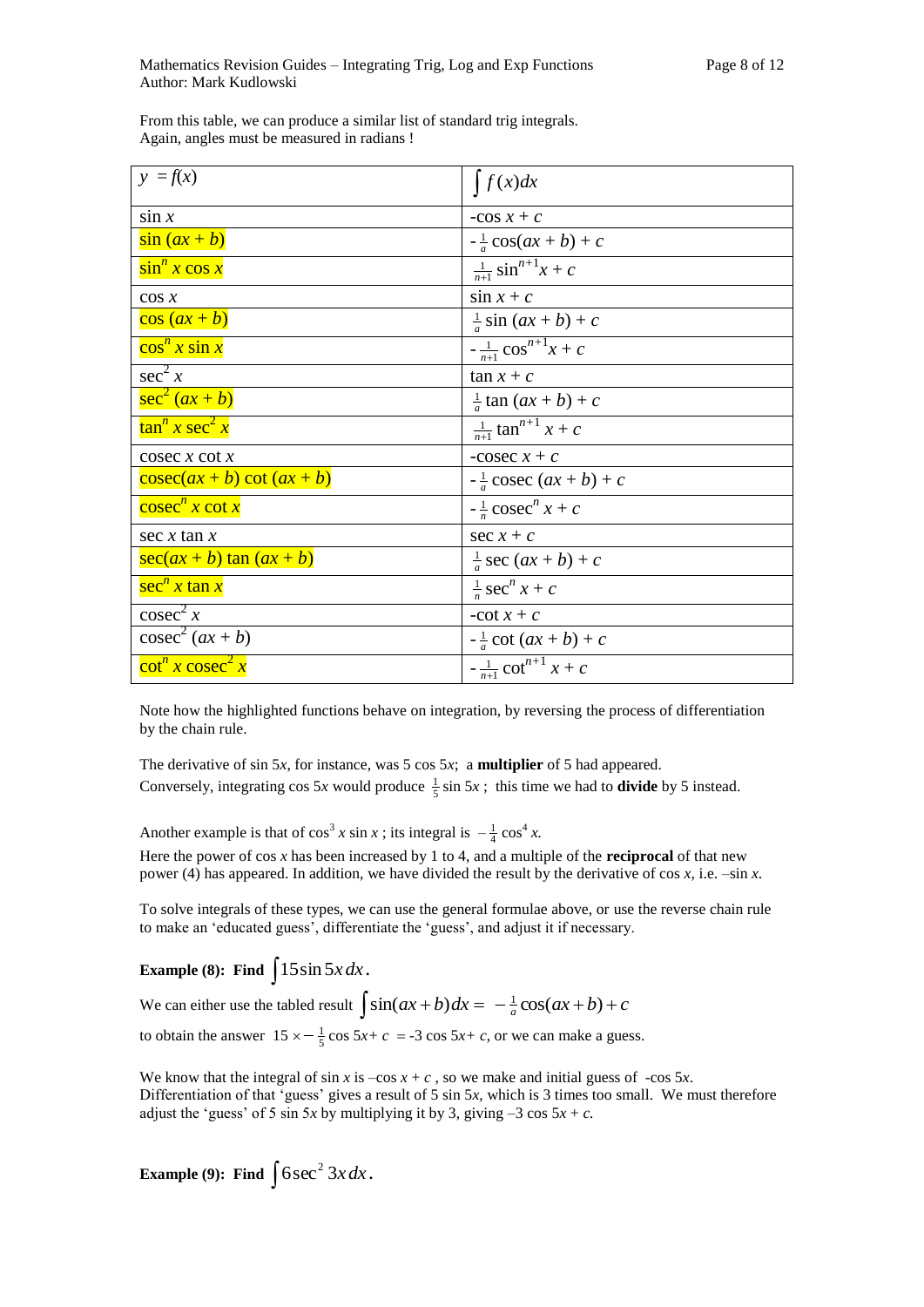From this table, we can produce a similar list of standard trig integrals.
Again, angles must be measured in radians !

| $y = f(x)$ | $\int f(x)dx$ |
|---|---|
| $\sin x$ | $-\cos x + c$ |
| $\sin (ax + b)$ | $-\frac{1}{a}\cos(ax + b) + c$ |
| $\sin^n x \cos x$ | $\frac{1}{n+1}\sin^{n+1}x + c$ |
| $\cos x$ | $\sin x + c$ |
| $\cos (ax + b)$ | $\frac{1}{a}\sin (ax + b) + c$ |
| $\cos^n x \sin x$ | $-\frac{1}{n+1}\cos^{n+1}x + c$ |
| $\sec^2 x$ | $\tan x + c$ |
| $\sec^2 (ax + b)$ | $\frac{1}{a}\tan (ax + b) + c$ |
| $\tan^n x \sec^2 x$ | $\frac{1}{n+1}\tan^{n+1} x + c$ |
| $\text{cosec } x \cot x$ | $-\text{cosec } x + c$ |
| $\text{cosec}(ax + b) \cot (ax + b)$ | $-\frac{1}{a}\text{cosec } (ax + b) + c$ |
| $\text{cosec}^n x \cot x$ | $-\frac{1}{n}\text{cosec}^n x + c$ |
| $\sec x \tan x$ | $\sec x + c$ |
| $\sec(ax + b) \tan (ax + b)$ | $\frac{1}{a}\sec (ax + b) + c$ |
| $\sec^n x \tan x$ | $\frac{1}{n}\sec^n x + c$ |
| $\text{cosec}^2 x$ | $-\cot x + c$ |
| $\text{cosec}^2 (ax + b)$ | $-\frac{1}{a}\cot (ax + b) + c$ |
| $\cot^n x \text{ cosec}^2 x$ | $-\frac{1}{n+1}\cot^{n+1} x + c$ |

Note how the highlighted functions behave on integration, by reversing the process of differentiation by the chain rule.

The derivative of $\sin 5x$, for instance, was $5 \cos 5x$; a **multiplier** of 5 had appeared.
Conversely, integrating $\cos 5x$ would produce $\frac{1}{5}\sin 5x$ ; this time we had to **divide** by 5 instead.

Another example is that of $\cos^3 x \sin x$ ; its integral is $-\frac{1}{4}\cos^4 x$.
Here the power of cos *x* has been increased by 1 to 4, and a multiple of the **reciprocal** of that new power (4) has appeared. In addition, we have divided the result by the derivative of cos *x*, i.e. $-\sin x$.

To solve integrals of these types, we can use the general formulae above, or use the reverse chain rule to make an 'educated guess', differentiate the 'guess', and adjust it if necessary.

**Example (8): Find** $\int 15 \sin 5x \, dx$.

We can either use the tabled result $\int \sin(ax+b)dx = -\frac{1}{a}\cos(ax+b)+c$

to obtain the answer $15 \times -\frac{1}{5}\cos 5x + c = -3\cos 5x + c$, or we can make a guess.

We know that the integral of sin *x* is $-\cos x + c$ , so we make and initial guess of $-\cos 5x$.
Differentiation of that 'guess' gives a result of $5 \sin 5x$, which is 3 times too small. We must therefore adjust the 'guess' of $5 \sin 5x$ by multiplying it by 3, giving $-3 \cos 5x + c$.

**Example (9): Find** $\int 6\sec^2 3x \, dx$.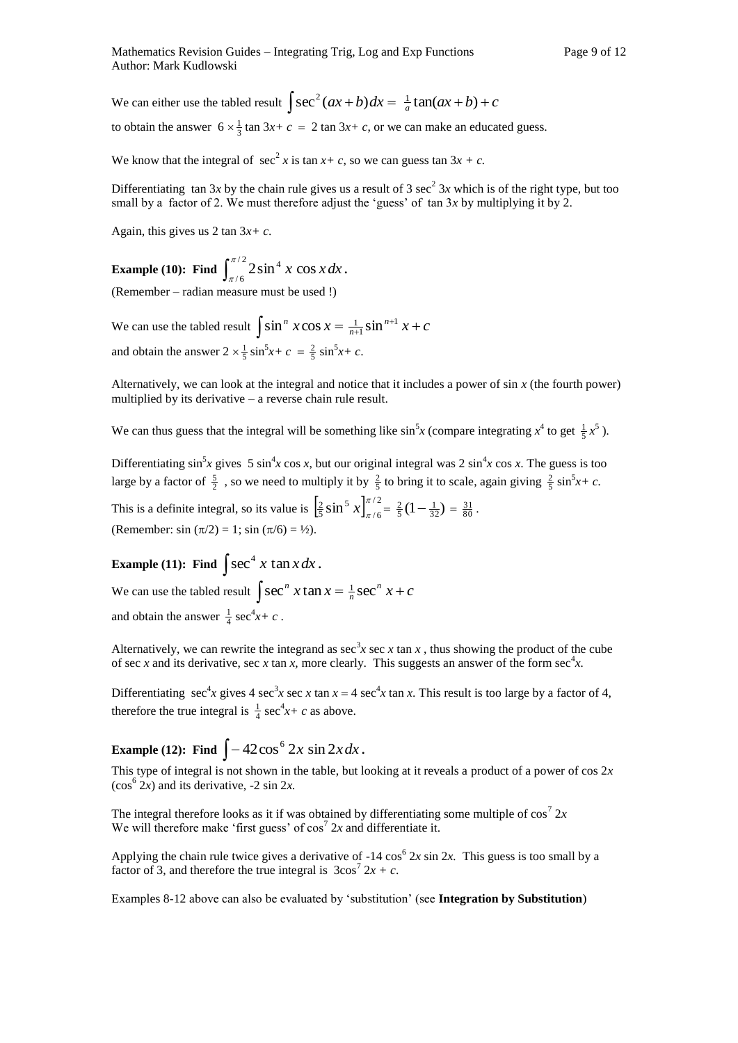We can either use the tabled result $\int \sec^2(ax+b)\,dx = \frac{1}{a}\tan(ax+b)+c$

to obtain the answer $6 \times \frac{1}{3}\tan 3x + c = 2\tan 3x + c$, or we can make an educated guess.

We know that the integral of $\sec^2 x$ is $\tan x + c$, so we can guess $\tan 3x + c$.

Differentiating $\tan 3x$ by the chain rule gives us a result of $3\sec^2 3x$ which is of the right type, but too small by a factor of 2. We must therefore adjust the 'guess' of $\tan 3x$ by multiplying it by 2.

Again, this gives us $2\tan 3x + c$.

**Example (10): Find $\int_{\pi/6}^{\pi/2} 2\sin^4 x \cos x\,dx$.**

(Remember – radian measure must be used !)

We can use the tabled result $\int \sin^n x \cos x = \frac{1}{n+1}\sin^{n+1} x + c$

and obtain the answer $2 \times \frac{1}{5}\sin^5 x + c = \frac{2}{5}\sin^5 x + c$.

Alternatively, we can look at the integral and notice that it includes a power of $\sin x$ (the fourth power) multiplied by its derivative – a reverse chain rule result.

We can thus guess that the integral will be something like $\sin^5 x$ (compare integrating $x^4$ to get $\frac{1}{5}x^5$).

Differentiating $\sin^5 x$ gives $5\sin^4 x \cos x$, but our original integral was $2\sin^4 x \cos x$. The guess is too large by a factor of $\frac{5}{2}$, so we need to multiply it by $\frac{2}{5}$ to bring it to scale, again giving $\frac{2}{5}\sin^5 x + c$.

This is a definite integral, so its value is $\left[\frac{2}{5}\sin^5 x\right]_{\pi/6}^{\pi/2} = \frac{2}{5}\left(1 - \frac{1}{32}\right) = \frac{31}{80}$.

(Remember: $\sin(\pi/2) = 1$; $\sin(\pi/6) = \frac{1}{2}$).

**Example (11): Find $\int \sec^4 x \tan x\,dx$.**

We can use the tabled result $\int \sec^n x \tan x = \frac{1}{n}\sec^n x + c$

and obtain the answer $\frac{1}{4}\sec^4 x + c$.

Alternatively, we can rewrite the integrand as $\sec^3 x \sec x \tan x$, thus showing the product of the cube of $\sec x$ and its derivative, $\sec x \tan x$, more clearly. This suggests an answer of the form $\sec^4 x$.

Differentiating $\sec^4 x$ gives $4\sec^3 x \sec x \tan x = 4\sec^4 x \tan x$. This result is too large by a factor of 4, therefore the true integral is $\frac{1}{4}\sec^4 x + c$ as above.

**Example (12): Find $\int -42\cos^6 2x \sin 2x\,dx$.**

This type of integral is not shown in the table, but looking at it reveals a product of a power of $\cos 2x$ ($\cos^6 2x$) and its derivative, $-2\sin 2x$.

The integral therefore looks as it if was obtained by differentiating some multiple of $\cos^7 2x$
We will therefore make 'first guess' of $\cos^7 2x$ and differentiate it.

Applying the chain rule twice gives a derivative of $-14\cos^6 2x \sin 2x$. This guess is too small by a factor of 3, and therefore the true integral is $3\cos^7 2x + c$.

Examples 8-12 above can also be evaluated by 'substitution' (see **Integration by Substitution**)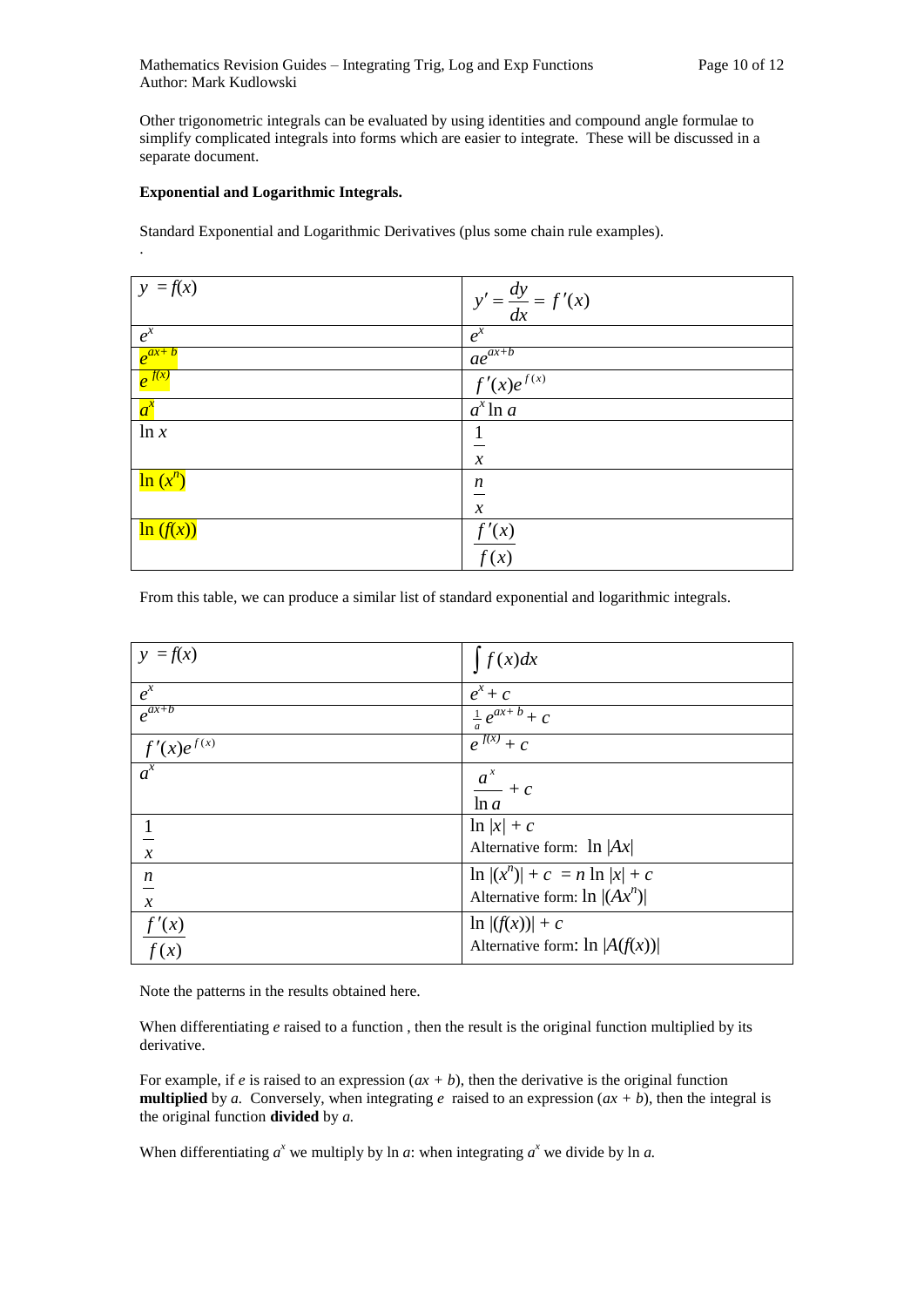Other trigonometric integrals can be evaluated by using identities and compound angle formulae to simplify complicated integrals into forms which are easier to integrate. These will be discussed in a separate document.

**Exponential and Logarithmic Integrals.**

Standard Exponential and Logarithmic Derivatives (plus some chain rule examples).

.

| $y = f(x)$ | $y' = \frac{dy}{dx} = f'(x)$ |
|---|---|
| $e^x$ | $e^x$ |
| $e^{ax+b}$ | $ae^{ax+b}$ |
| $e^{f(x)}$ | $f'(x)e^{f(x)}$ |
| $a^x$ | $a^x \ln a$ |
| $\ln x$ | $\frac{1}{x}$ |
| $\ln (x^n)$ | $\frac{n}{x}$ |
| $\ln (f(x))$ | $\frac{f'(x)}{f(x)}$ |

From this table, we can produce a similar list of standard exponential and logarithmic integrals.

| $y = f(x)$ | $\int f(x)dx$ |
|---|---|
| $e^x$ | $e^x + c$ |
| $e^{ax+b}$ | $\frac{1}{a}e^{ax+b} + c$ |
| $f'(x)e^{f(x)}$ | $e^{f(x)} + c$ |
| $a^x$ | $\frac{a^x}{\ln a} + c$ |
| $\frac{1}{x}$ | $\ln \lvert x \rvert + c$ <br> Alternative form: $\ln \lvert Ax \rvert$ |
| $\frac{n}{x}$ | $\ln \lvert (x^n) \rvert + c = n \ln \lvert x \rvert + c$ <br> Alternative form: $\ln \lvert (Ax^n) \rvert$ |
| $\frac{f'(x)}{f(x)}$ | $\ln \lvert (f(x)) \rvert + c$ <br> Alternative form: $\ln \lvert A(f(x)) \rvert$ |

Note the patterns in the results obtained here.

When differentiating $e$ raised to a function , then the result is the original function multiplied by its derivative.

For example, if $e$ is raised to an expression $(ax + b)$, then the derivative is the original function **multiplied** by $a$. Conversely, when integrating $e$ raised to an expression $(ax + b)$, then the integral is the original function **divided** by $a$.

When differentiating $a^x$ we multiply by $\ln a$: when integrating $a^x$ we divide by $\ln a$.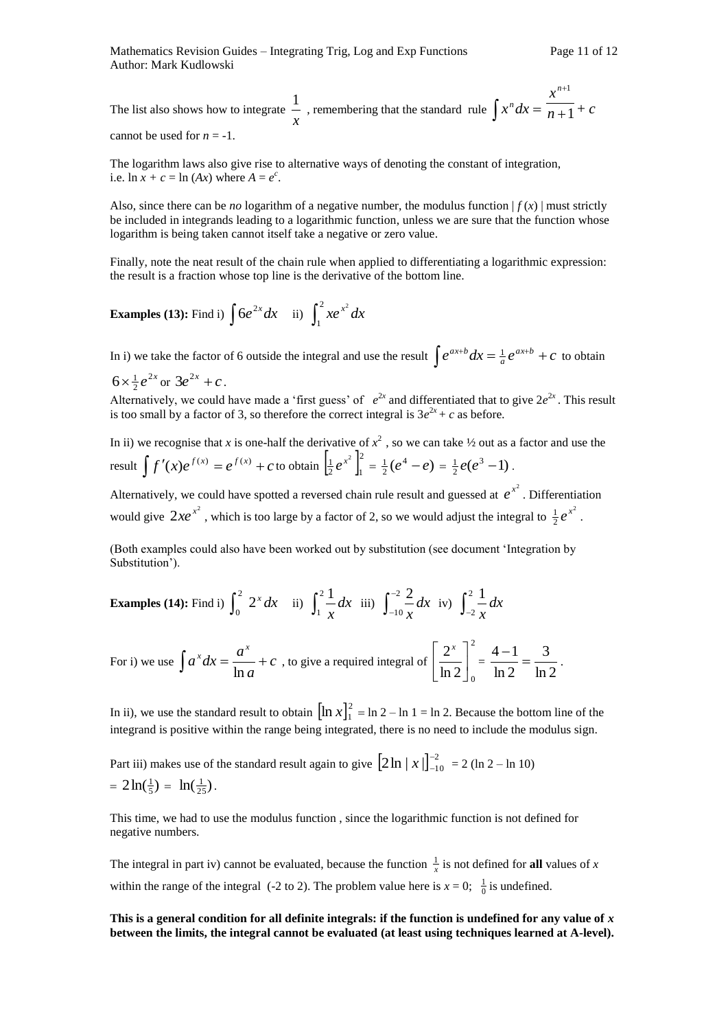The list also shows how to integrate $\frac{1}{x}$ , remembering that the standard rule $\int x^n dx = \frac{x^{n+1}}{n+1} + c$ cannot be used for $n = -1$.

The logarithm laws also give rise to alternative ways of denoting the constant of integration, i.e. $\ln x + c = \ln(Ax)$ where $A = e^c$.

Also, since there can be *no* logarithm of a negative number, the modulus function $|f(x)|$ must strictly be included in integrands leading to a logarithmic function, unless we are sure that the function whose logarithm is being taken cannot itself take a negative or zero value.

Finally, note the neat result of the chain rule when applied to differentiating a logarithmic expression: the result is a fraction whose top line is the derivative of the bottom line.

**Examples (13):** Find i) $\int 6e^{2x} dx$ ii) $\int_1^2 xe^{x^2} dx$

In i) we take the factor of 6 outside the integral and use the result $\int e^{ax+b} dx = \frac{1}{a}e^{ax+b} + c$ to obtain $6 \times \frac{1}{2}e^{2x}$ or $3e^{2x} + c$.

Alternatively, we could have made a 'first guess' of $e^{2x}$ and differentiated that to give $2e^{2x}$. This result is too small by a factor of 3, so therefore the correct integral is $3e^{2x} + c$ as before.

In ii) we recognise that $x$ is one-half the derivative of $x^2$ , so we can take ½ out as a factor and use the result $\int f'(x)e^{f(x)} = e^{f(x)} + c$ to obtain $\left[\frac{1}{2}e^{x^2}\right]_1^2 = \frac{1}{2}(e^4 - e) = \frac{1}{2}e(e^3 - 1)$.

Alternatively, we could have spotted a reversed chain rule result and guessed at $e^{x^2}$. Differentiation would give $2xe^{x^2}$ , which is too large by a factor of 2, so we would adjust the integral to $\frac{1}{2}e^{x^2}$ .

(Both examples could also have been worked out by substitution (see document 'Integration by Substitution').

**Examples (14):** Find i) $\int_0^2 2^x dx$ ii) $\int_1^2 \frac{1}{x} dx$ iii) $\int_{-10}^{-2} \frac{2}{x} dx$ iv) $\int_{-2}^{2} \frac{1}{x} dx$

For i) we use $\int a^x dx = \frac{a^x}{\ln a} + c$ , to give a required integral of $\left[\frac{2^x}{\ln 2}\right]_0^2 = \frac{4-1}{\ln 2} = \frac{3}{\ln 2}$.

In ii), we use the standard result to obtain $[\ln x]_1^2 = \ln 2 - \ln 1 = \ln 2$. Because the bottom line of the integrand is positive within the range being integrated, there is no need to include the modulus sign.

Part iii) makes use of the standard result again to give $[2\ln|x|]_{-10}^{-2} = 2(\ln 2 - \ln 10)$ $= 2\ln(\frac{1}{5}) = \ln(\frac{1}{25})$.

This time, we had to use the modulus function , since the logarithmic function is not defined for negative numbers.

The integral in part iv) cannot be evaluated, because the function $\frac{1}{x}$ is not defined for **all** values of $x$ within the range of the integral (-2 to 2). The problem value here is $x = 0$; $\frac{1}{0}$ is undefined.

**This is a general condition for all definite integrals: if the function is undefined for any value of $x$ between the limits, the integral cannot be evaluated (at least using techniques learned at A-level).**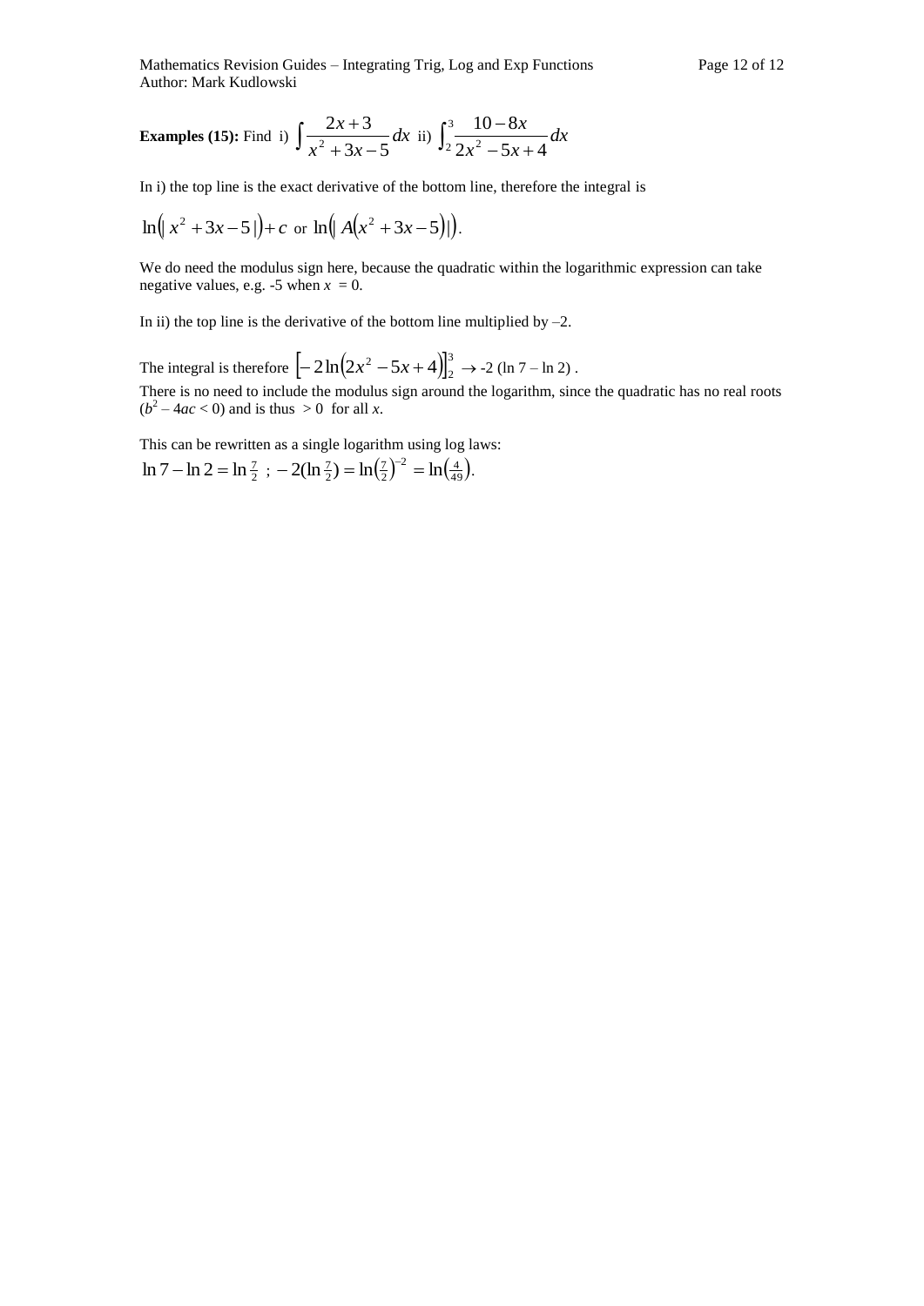**Examples (15):** Find i) $\int \frac{2x+3}{x^2+3x-5}dx$ ii) $\int_2^3 \frac{10-8x}{2x^2-5x+4}dx$

In i) the top line is the exact derivative of the bottom line, therefore the integral is

$$\ln\left(|\,x^2+3x-5\,|\right)+c \text{ or } \ln\left(|\,A\left(x^2+3x-5\right)|\right).$$

We do need the modulus sign here, because the quadratic within the logarithmic expression can take negative values, e.g. -5 when $x = 0$.

In ii) the top line is the derivative of the bottom line multiplied by –2.

The integral is therefore $\left[-2\ln\left(2x^2-5x+4\right)\right]_2^3 \rightarrow$ -2 (ln 7 – ln 2) .

There is no need to include the modulus sign around the logarithm, since the quadratic has no real roots ($b^2 - 4ac < 0$) and is thus $> 0$ for all $x$.

This can be rewritten as a single logarithm using log laws:

$$\ln 7 - \ln 2 = \ln \tfrac{7}{2}\ ;\ -2(\ln \tfrac{7}{2}) = \ln\left(\tfrac{7}{2}\right)^{-2} = \ln\left(\tfrac{4}{49}\right).$$